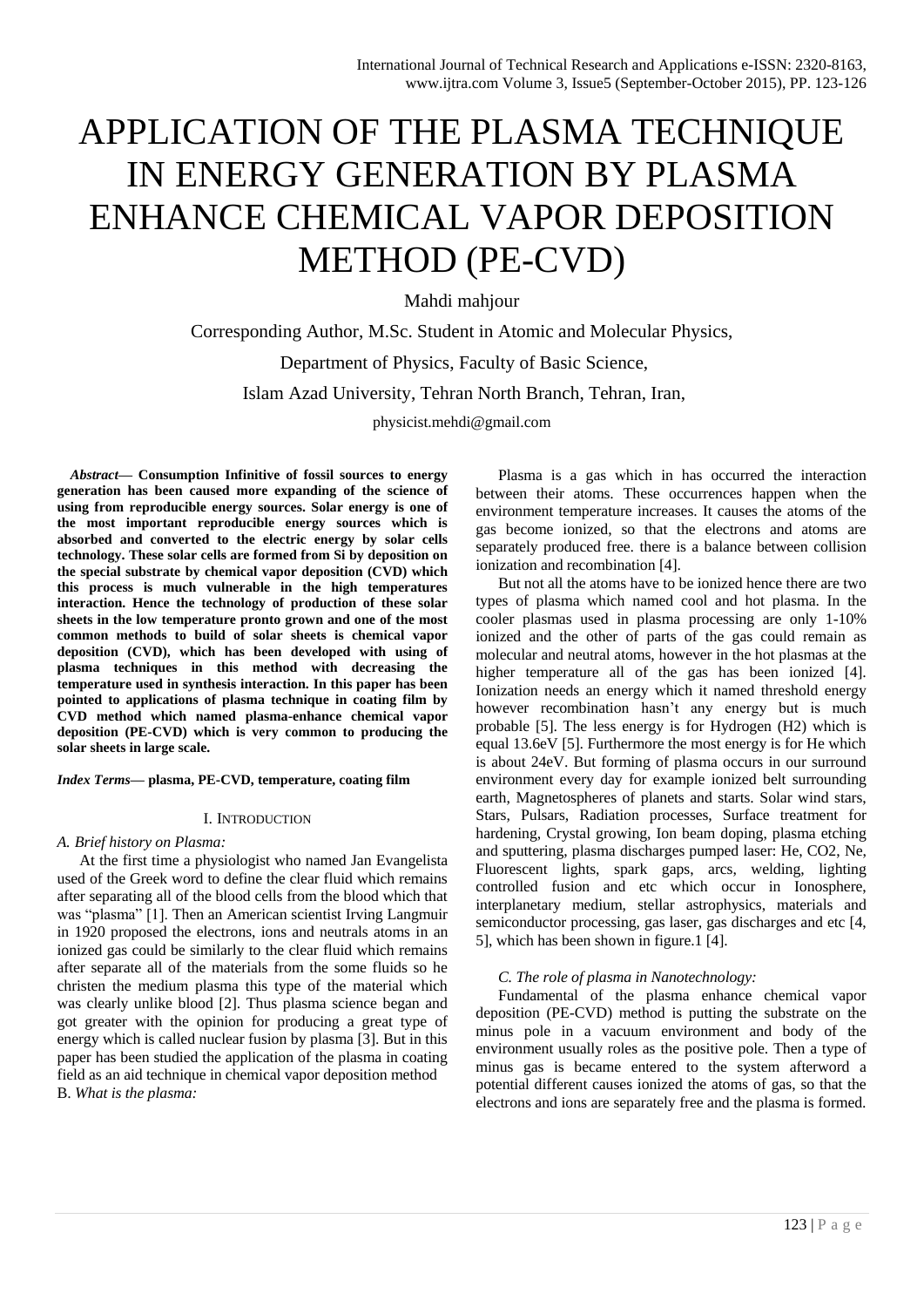# APPLICATION OF THE PLASMA TECHNIQUE IN ENERGY GENERATION BY PLASMA ENHANCE CHEMICAL VAPOR DEPOSITION METHOD (PE-CVD)

Mahdi mahjour

Corresponding Author, M.Sc. Student in Atomic and Molecular Physics,

Department of Physics, Faculty of Basic Science,

Islam Azad University, Tehran North Branch, Tehran, Iran,

physicist.mehdi@gmail.com

***Abstract*— Consumption Infinitive of fossil sources to energy generation has been caused more expanding of the science of using from reproducible energy sources. Solar energy is one of the most important reproducible energy sources which is absorbed and converted to the electric energy by solar cells technology. These solar cells are formed from Si by deposition on the special substrate by chemical vapor deposition (CVD) which this process is much vulnerable in the high temperatures interaction. Hence the technology of production of these solar sheets in the low temperature pronto grown and one of the most common methods to build of solar sheets is chemical vapor deposition (CVD), which has been developed with using of plasma techniques in this method with decreasing the temperature used in synthesis interaction. In this paper has been pointed to applications of plasma technique in coating film by CVD method which named plasma-enhance chemical vapor deposition (PE-CVD) which is very common to producing the solar sheets in large scale.**

***Index Terms*— plasma, PE-CVD, temperature, coating film**

## I. Introduction

### *A. Brief history on Plasma:*

At the first time a physiologist who named Jan Evangelista used of the Greek word to define the clear fluid which remains after separating all of the blood cells from the blood which that was "plasma" [1]. Then an American scientist Irving Langmuir in 1920 proposed the electrons, ions and neutrals atoms in an ionized gas could be similarly to the clear fluid which remains after separate all of the materials from the some fluids so he christen the medium plasma this type of the material which was clearly unlike blood [2]. Thus plasma science began and got greater with the opinion for producing a great type of energy which is called nuclear fusion by plasma [3]. But in this paper has been studied the application of the plasma in coating field as an aid technique in chemical vapor deposition method

### B. *What is the plasma:*

Plasma is a gas which in has occurred the interaction between their atoms. These occurrences happen when the environment temperature increases. It causes the atoms of the gas become ionized, so that the electrons and atoms are separately produced free. there is a balance between collision ionization and recombination [4].

But not all the atoms have to be ionized hence there are two types of plasma which named cool and hot plasma. In the cooler plasmas used in plasma processing are only 1-10% ionized and the other of parts of the gas could remain as molecular and neutral atoms, however in the hot plasmas at the higher temperature all of the gas has been ionized [4]. Ionization needs an energy which it named threshold energy however recombination hasn't any energy but is much probable [5]. The less energy is for Hydrogen ($H_2$) which is equal 13.6eV [5]. Furthermore the most energy is for He which is about 24eV. But forming of plasma occurs in our surround environment every day for example ionized belt surrounding earth, Magnetospheres of planets and starts. Solar wind stars, Stars, Pulsars, Radiation processes, Surface treatment for hardening, Crystal growing, Ion beam doping, plasma etching and sputtering, plasma discharges pumped laser: He, $CO_2$, Ne, Fluorescent lights, spark gaps, arcs, welding, lighting controlled fusion and etc which occur in Ionosphere, interplanetary medium, stellar astrophysics, materials and semiconductor processing, gas laser, gas discharges and etc [4, 5], which has been shown in figure.1 [4].

### *C. The role of plasma in Nanotechnology:*

Fundamental of the plasma enhance chemical vapor deposition (PE-CVD) method is putting the substrate on the minus pole in a vacuum environment and body of the environment usually roles as the positive pole. Then a type of minus gas is became entered to the system afterword a potential different causes ionized the atoms of gas, so that the electrons and ions are separately free and the plasma is formed.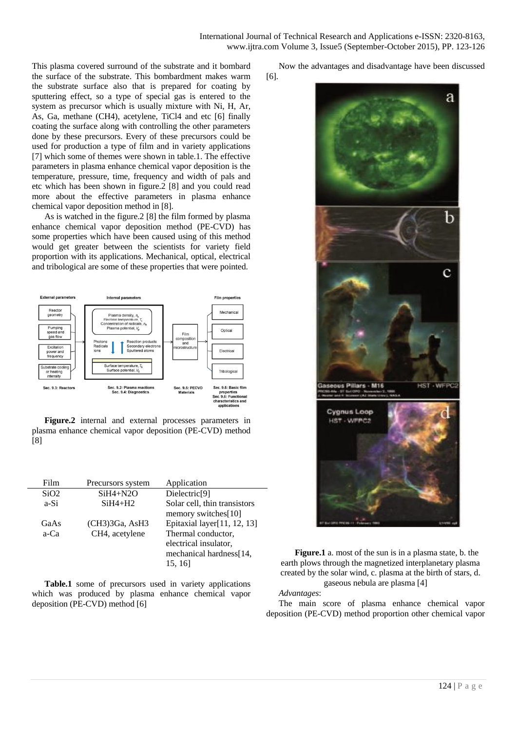This plasma covered surround of the substrate and it bombard the surface of the substrate. This bombardment makes warm the substrate surface also that is prepared for coating by sputtering effect, so a type of special gas is entered to the system as precursor which is usually mixture with Ni, H, Ar, As, Ga, methane ($CH_4$), acetylene, $TiCl_4$ and etc [6] finally coating the surface along with controlling the other parameters done by these precursors. Every of these precursors could be used for production a type of film and in variety applications [7] which some of themes were shown in table.1. The effective parameters in plasma enhance chemical vapor deposition is the temperature, pressure, time, frequency and width of pals and etc which has been shown in figure.2 [8] and you could read more about the effective parameters in plasma enhance chemical vapor deposition method in [8].

As is watched in the figure.2 [8] the film formed by plasma enhance chemical vapor deposition method (PE-CVD) has some properties which have been caused using of this method would get greater between the scientists for variety field proportion with its applications. Mechanical, optical, electrical and tribological are some of these properties that were pointed.

**Figure.2** internal and external processes parameters in plasma enhance chemical vapor deposition (PE-CVD) method [8]

| Film | Precursors system | Application |
|---|---|---|
| $SiO_2$ | $SiH_4+N_2O$ | Dielectric[9] |
| a-Si | $SiH_4+H_2$ | Solar cell, thin transistors memory switches[10] |
| GaAs | $(CH_3)_3Ga$, $AsH_3$ | Epitaxial layer[11, 12, 13] |
| a-Ca | $CH_4$, acetylene | Thermal conductor, electrical insulator, mechanical hardness[14, 15, 16] |

**Table.1** some of precursors used in variety applications which was produced by plasma enhance chemical vapor deposition (PE-CVD) method [6]

Now the advantages and disadvantage have been discussed [6].

**Figure.1** a. most of the sun is in a plasma state, b. the earth plows through the magnetized interplanetary plasma created by the solar wind, c. plasma at the birth of stars, d. gaseous nebula are plasma [4]

*Advantages*:

The main score of plasma enhance chemical vapor deposition (PE-CVD) method proportion other chemical vapor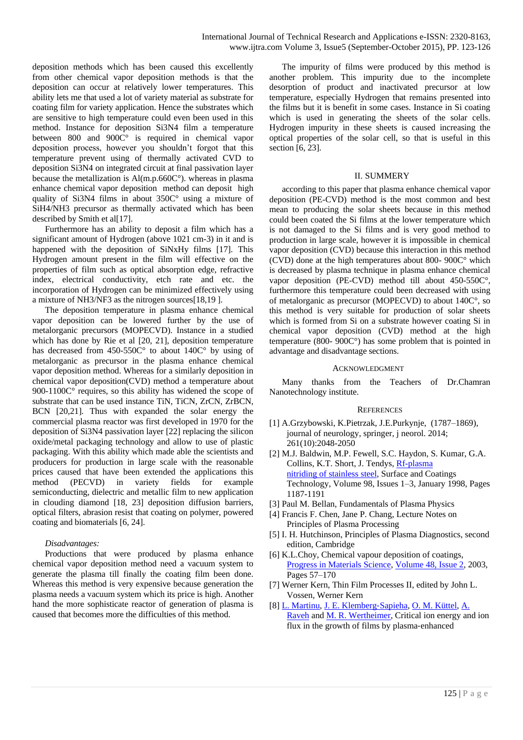deposition methods which has been caused this excellently from other chemical vapor deposition methods is that the deposition can occur at relatively lower temperatures. This ability lets me that used a lot of variety material as substrate for coating film for variety application. Hence the substrates which are sensitive to high temperature could even been used in this method. Instance for deposition $Si_3N_4$ film a temperature between 800 and 900C° is required in chemical vapor deposition process, however you shouldn't forgot that this temperature prevent using of thermally activated CVD to deposition $Si_3N_4$ on integrated circuit at final passivation layer because the metallization is Al(m.p.660C°). whereas in plasma enhance chemical vapor deposition method can deposit high quality of $Si_3N_4$ films in about 350C° using a mixture of $SiH_4/NH_3$ precursor as thermally activated which has been described by Smith et al[17].

Furthermore has an ability to deposit a film which has a significant amount of Hydrogen (above 1021 cm-3) in it and is happened with the deposition of $SiN_xH_y$ films [17]. This Hydrogen amount present in the film will effective on the properties of film such as optical absorption edge, refractive index, electrical conductivity, etch rate and etc. the incorporation of Hydrogen can be minimized effectively using a mixture of $NH_3/NF_3$ as the nitrogen sources[18,19 ].

The deposition temperature in plasma enhance chemical vapor deposition can be lowered further by the use of metalorganic precursors (MOPECVD). Instance in a studied which has done by Rie et al [20, 21], deposition temperature has decreased from 450-550C° to about 140C° by using of metalorganic as precursor in the plasma enhance chemical vapor deposition method. Whereas for a similarly deposition in chemical vapor deposition(CVD) method a temperature about 900-1100C° requires, so this ability has widened the scope of substrate that can be used instance TiN, TiCN, ZrCN, ZrBCN, BCN [20,21]. Thus with expanded the solar energy the commercial plasma reactor was first developed in 1970 for the deposition of $Si_3N_4$ passivation layer [22] replacing the silicon oxide/metal packaging technology and allow to use of plastic packaging. With this ability which made able the scientists and producers for production in large scale with the reasonable prices caused that have been extended the applications this method (PECVD) in variety fields for example semiconducting, dielectric and metallic film to new application in clouding diamond [18, 23] deposition diffusion barriers, optical filters, abrasion resist that coating on polymer, powered coating and biomaterials [6, 24].

*Disadvantages:*

Productions that were produced by plasma enhance chemical vapor deposition method need a vacuum system to generate the plasma till finally the coating film been done. Whereas this method is very expensive because the generation the plasma needs a vacuum system which its price is high. Another hand the more sophisticate reactor of generation of plasma is caused that becomes more the difficulties of this method.

The impurity of films were produced by this method is another problem. This impurity due to the incomplete desorption of product and inactivated precursor at low temperature, especially Hydrogen that remains presented into the films but it is benefit in some cases. Instance in Si coating which is used in generating the sheets of the solar cells. Hydrogen impurity in these sheets is caused increasing the optical properties of the solar cell, so that is useful in this section [6, 23].

## II. SUMMERY

according to this paper that plasma enhance chemical vapor deposition (PE-CVD) method is the most common and best mean to producing the solar sheets because in this method could been coated the Si films at the lower temperature which is not damaged to the Si films and is very good method to production in large scale, however it is impossible in chemical vapor deposition (CVD) because this interaction in this method (CVD) done at the high temperatures about 800- 900C° which is decreased by plasma technique in plasma enhance chemical vapor deposition (PE-CVD) method till about 450-550C°, furthermore this temperature could been decreased with using of metalorganic as precursor (MOPECVD) to about 140C°, so this method is very suitable for production of solar sheets which is formed from Si on a substrate however coating Si in chemical vapor deposition (CVD) method at the high temperature (800- 900C°) has some problem that is pointed in advantage and disadvantage sections.

## ACKNOWLEDGMENT

Many thanks from the Teachers of Dr.Chamran Nanotechnology institute.

## REFERENCES

[1] A.Grzybowski, K.Pietrzak, J.E.Purkynje, (1787–1869), journal of neurology, springer, j neorol. 2014; 261(10):2048-2050

[2] M.J. Baldwin, M.P. Fewell, S.C. Haydon, S. Kumar, G.A. Collins, K.T. Short, J. Tendys, Rf-plasma nitriding of stainless steel, Surface and Coatings Technology, Volume 98, Issues 1–3, January 1998, Pages 1187-1191

[3] Paul M. Bellan, Fundamentals of Plasma Physics

[4] Francis F. Chen, Jane P. Chang, Lecture Notes on Principles of Plasma Processing

[5] I. H. Hutchinson, Principles of Plasma Diagnostics, second edition, Cambridge

[6] K.L.Choy, Chemical vapour deposition of coatings, Progress in Materials Science, Volume 48, Issue 2, 2003, Pages 57–170

[7] Werner Kern, Thin Film Processes II, edited by John L. Vossen, Werner Kern

[8] L. Martinu, J. E. Klemberg-Sapieha, O. M. Küttel, A. Raveh and M. R. Wertheimer, Critical ion energy and ion flux in the growth of films by plasma-enhanced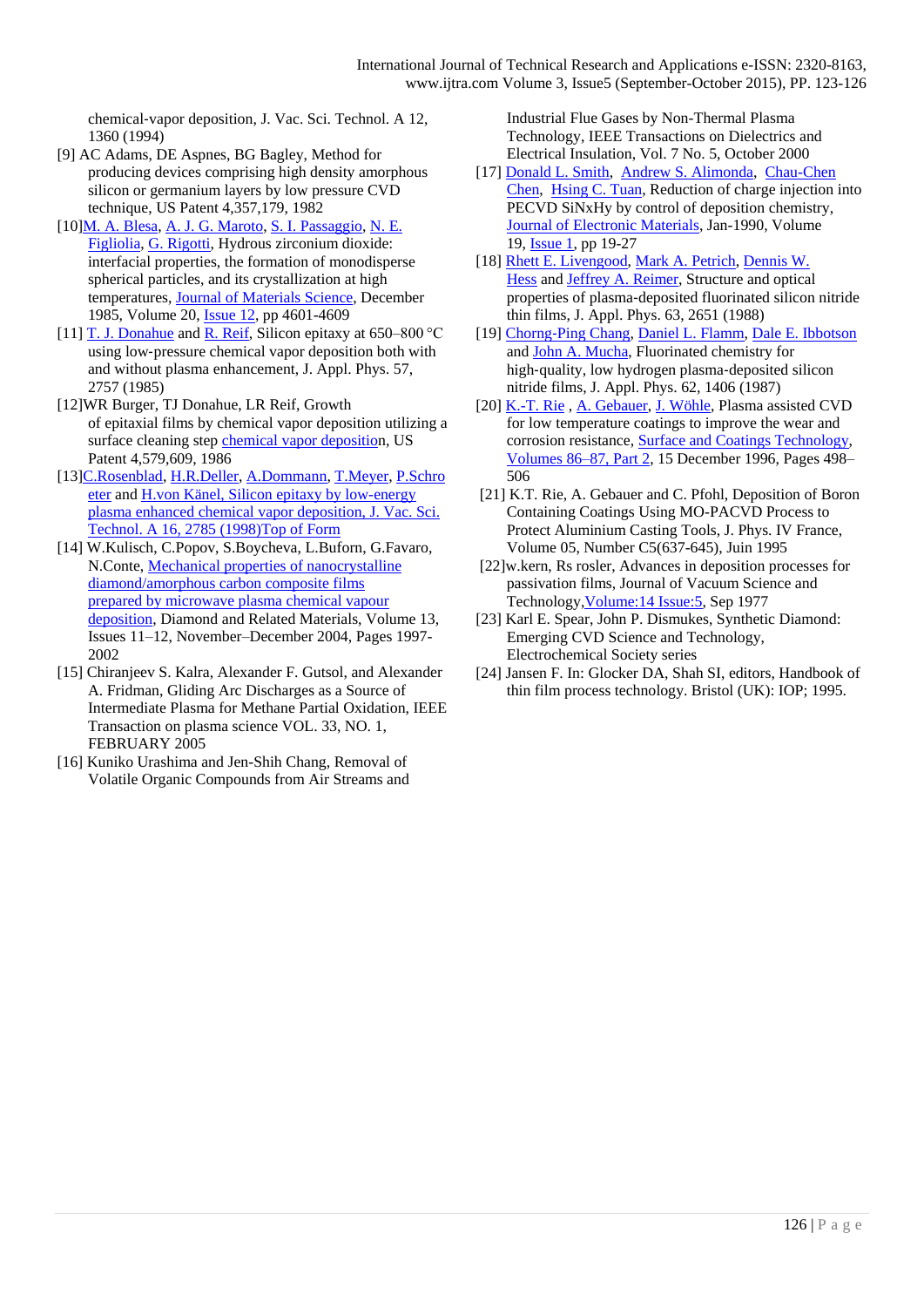chemical-vapor deposition, J. Vac. Sci. Technol. A 12, 1360 (1994)

[9] AC Adams, DE Aspnes, BG Bagley, Method for producing devices comprising high density amorphous silicon or germanium layers by low pressure CVD technique, US Patent 4,357,179, 1982

[10] M. A. Blesa, A. J. G. Maroto, S. I. Passaggio, N. E. Figliolia, G. Rigotti, Hydrous zirconium dioxide: interfacial properties, the formation of monodisperse spherical particles, and its crystallization at high temperatures, Journal of Materials Science, December 1985, Volume 20, Issue 12, pp 4601-4609

[11] T. J. Donahue and R. Reif, Silicon epitaxy at 650–800 °C using low-pressure chemical vapor deposition both with and without plasma enhancement, J. Appl. Phys. 57, 2757 (1985)

[12] WR Burger, TJ Donahue, LR Reif, Growth of epitaxial films by chemical vapor deposition utilizing a surface cleaning step chemical vapor deposition, US Patent 4,579,609, 1986

[13] C.Rosenblad, H.R.Deller, A.Dommann, T.Meyer, P.Schroeter and H.von Känel, Silicon epitaxy by low-energy plasma enhanced chemical vapor deposition, J. Vac. Sci. Technol. A 16, 2785 (1998)Top of Form

[14] W.Kulisch, C.Popov, S.Boycheva, L.Buforn, G.Favaro, N.Conte, Mechanical properties of nanocrystalline diamond/amorphous carbon composite films prepared by microwave plasma chemical vapour deposition, Diamond and Related Materials, Volume 13, Issues 11–12, November–December 2004, Pages 1997-2002

[15] Chiranjeev S. Kalra, Alexander F. Gutsol, and Alexander A. Fridman, Gliding Arc Discharges as a Source of Intermediate Plasma for Methane Partial Oxidation, IEEE Transaction on plasma science VOL. 33, NO. 1, FEBRUARY 2005

[16] Kuniko Urashima and Jen-Shih Chang, Removal of Volatile Organic Compounds from Air Streams and Industrial Flue Gases by Non-Thermal Plasma Technology, IEEE Transactions on Dielectrics and Electrical Insulation, Vol. 7 No. 5, October 2000

[17] Donald L. Smith, Andrew S. Alimonda, Chau-Chen Chen, Hsing C. Tuan, Reduction of charge injection into PECVD SiNxHy by control of deposition chemistry, Journal of Electronic Materials, Jan-1990, Volume 19, Issue 1, pp 19-27

[18] Rhett E. Livengood, Mark A. Petrich, Dennis W. Hess and Jeffrey A. Reimer, Structure and optical properties of plasma-deposited fluorinated silicon nitride thin films, J. Appl. Phys. 63, 2651 (1988)

[19] Chorng-Ping Chang, Daniel L. Flamm, Dale E. Ibbotson and John A. Mucha, Fluorinated chemistry for high-quality, low hydrogen plasma-deposited silicon nitride films, J. Appl. Phys. 62, 1406 (1987)

[20] K.-T. Rie , A. Gebauer, J. Wöhle, Plasma assisted CVD for low temperature coatings to improve the wear and corrosion resistance, Surface and Coatings Technology, Volumes 86–87, Part 2, 15 December 1996, Pages 498–506

[21] K.T. Rie, A. Gebauer and C. Pfohl, Deposition of Boron Containing Coatings Using MO-PACVD Process to Protect Aluminium Casting Tools, J. Phys. IV France, Volume 05, Number C5(637-645), Juin 1995

[22] w.kern, Rs rosler, Advances in deposition processes for passivation films, Journal of Vacuum Science and Technology,Volume:14 Issue:5, Sep 1977

[23] Karl E. Spear, John P. Dismukes, Synthetic Diamond: Emerging CVD Science and Technology, Electrochemical Society series

[24] Jansen F. In: Glocker DA, Shah SI, editors, Handbook of thin film process technology. Bristol (UK): IOP; 1995.